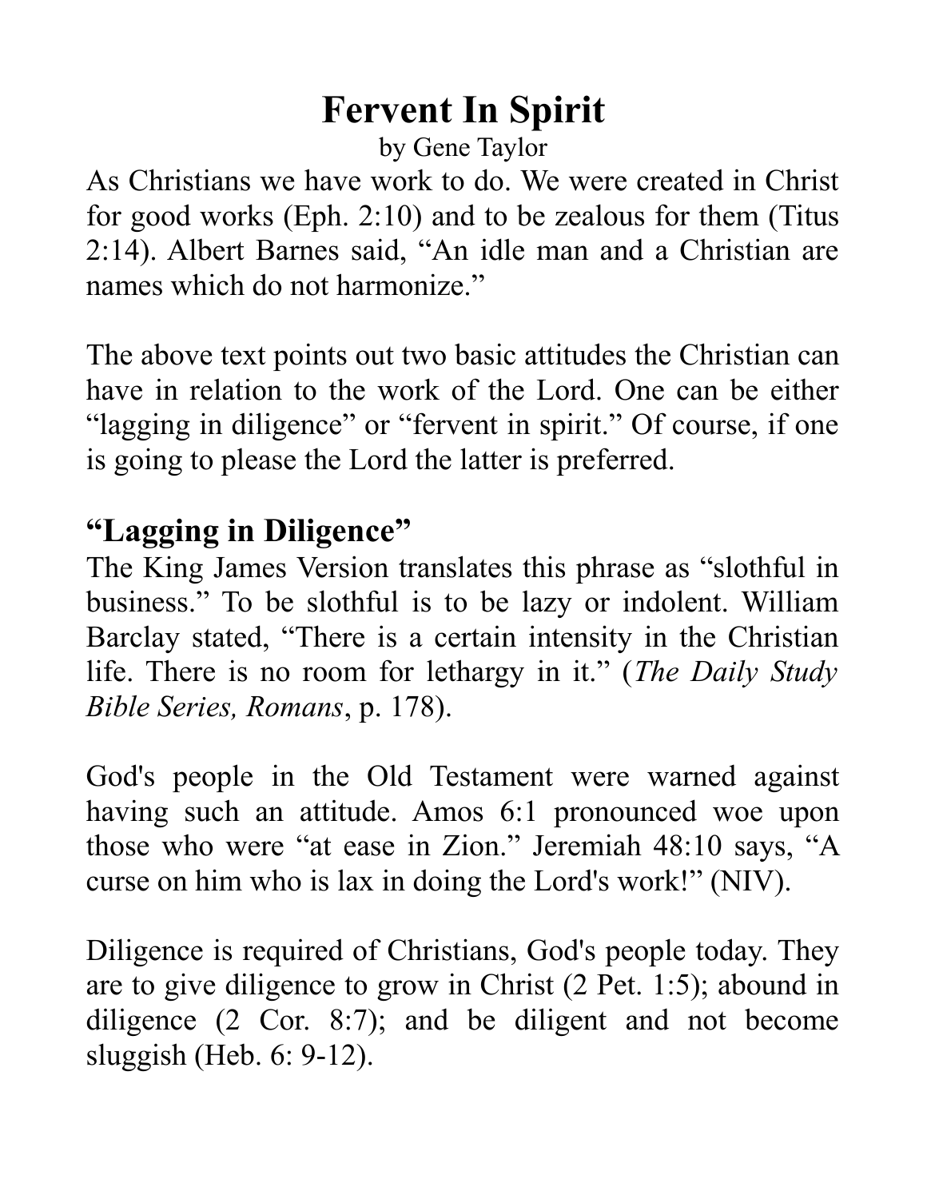# Fervent In Spirit

by Gene Taylor

As Christians we have work to do. We were created in Christ for good works (Eph. 2:10) and to be zealous for them (Titus 2:14). Albert Barnes said, “An idle man and a Christian are names which do not harmonize.”

The above text points out two basic attitudes the Christian can have in relation to the work of the Lord. One can be either “lagging in diligence” or “fervent in spirit.” Of course, if one is going to please the Lord the latter is preferred.

## “Lagging in Diligence”

The King James Version translates this phrase as “slothful in business.” To be slothful is to be lazy or indolent. William Barclay stated, “There is a certain intensity in the Christian life. There is no room for lethargy in it.” (*The Daily Study Bible Series, Romans*, p. 178).

God's people in the Old Testament were warned against having such an attitude. Amos 6:1 pronounced woe upon those who were “at ease in Zion.” Jeremiah 48:10 says, “A curse on him who is lax in doing the Lord's work!” (NIV).

Diligence is required of Christians, God's people today. They are to give diligence to grow in Christ (2 Pet. 1:5); abound in diligence (2 Cor. 8:7); and be diligent and not become sluggish (Heb. 6: 9-12).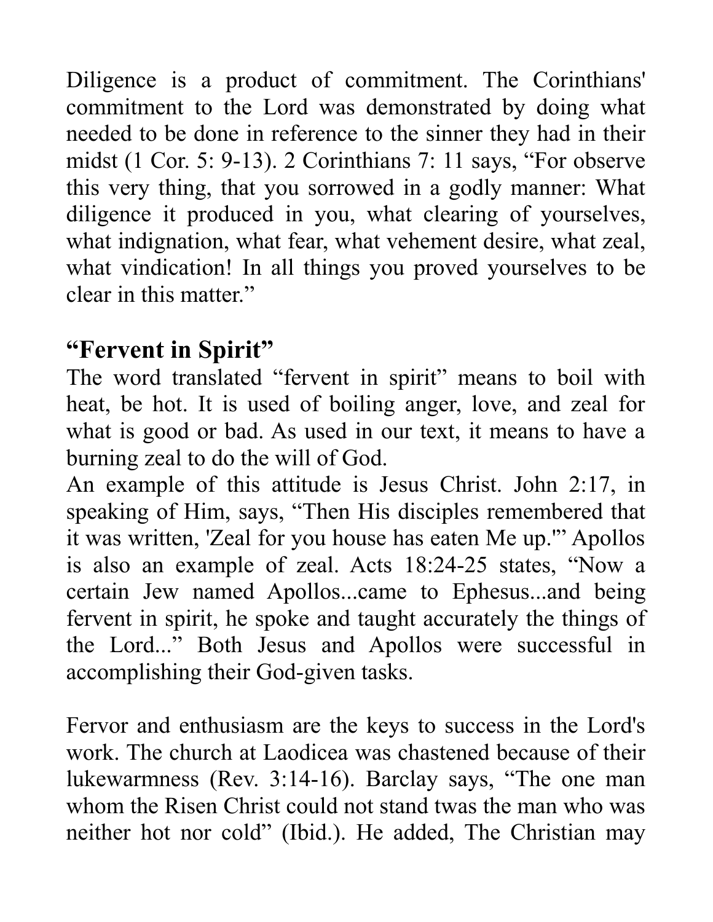Diligence is a product of commitment. The Corinthians' commitment to the Lord was demonstrated by doing what needed to be done in reference to the sinner they had in their midst (1 Cor. 5: 9-13). 2 Corinthians 7: 11 says, “For observe this very thing, that you sorrowed in a godly manner: What diligence it produced in you, what clearing of yourselves, what indignation, what fear, what vehement desire, what zeal, what vindication! In all things you proved yourselves to be clear in this matter.”

## **“Fervent in Spirit”**

The word translated “fervent in spirit” means to boil with heat, be hot. It is used of boiling anger, love, and zeal for what is good or bad. As used in our text, it means to have a burning zeal to do the will of God.

An example of this attitude is Jesus Christ. John 2:17, in speaking of Him, says, “Then His disciples remembered that it was written, 'Zeal for you house has eaten Me up.'” Apollos is also an example of zeal. Acts 18:24-25 states, “Now a certain Jew named Apollos...came to Ephesus...and being fervent in spirit, he spoke and taught accurately the things of the Lord...” Both Jesus and Apollos were successful in accomplishing their God-given tasks.

Fervor and enthusiasm are the keys to success in the Lord's work. The church at Laodicea was chastened because of their lukewarmness (Rev. 3:14-16). Barclay says, “The one man whom the Risen Christ could not stand twas the man who was neither hot nor cold” (Ibid.). He added, The Christian may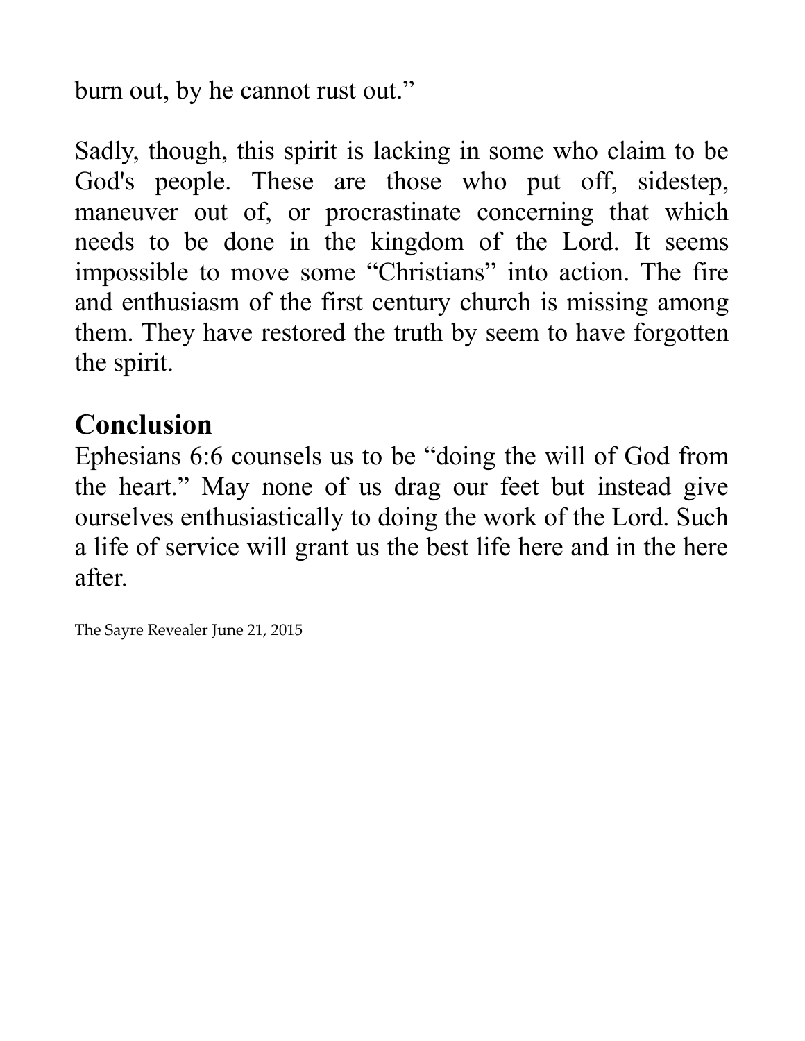burn out, by he cannot rust out."

Sadly, though, this spirit is lacking in some who claim to be God's people. These are those who put off, sidestep, maneuver out of, or procrastinate concerning that which needs to be done in the kingdom of the Lord. It seems impossible to move some "Christians" into action. The fire and enthusiasm of the first century church is missing among them. They have restored the truth by seem to have forgotten the spirit.

## Conclusion

Ephesians 6:6 counsels us to be "doing the will of God from the heart." May none of us drag our feet but instead give ourselves enthusiastically to doing the work of the Lord. Such a life of service will grant us the best life here and in the here after.

The Sayre Revealer June 21, 2015